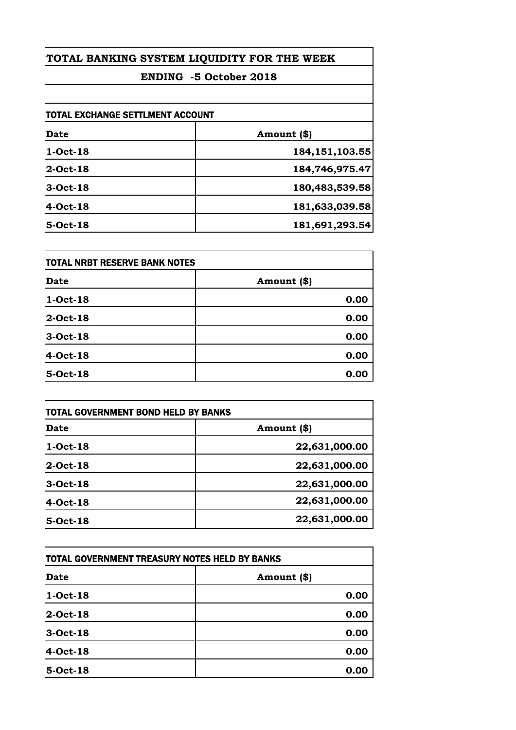# TOTAL BANKING SYSTEM LIQUIDITY FOR THE WEEK

## ENDING -5 October 2018

### TOTAL EXCHANGE SETTLMENT ACCOUNT

| Date | Amount ($) |
|---|---|
| 1-Oct-18 | 184,151,103.55 |
| 2-Oct-18 | 184,746,975.47 |
| 3-Oct-18 | 180,483,539.58 |
| 4-Oct-18 | 181,633,039.58 |
| 5-Oct-18 | 181,691,293.54 |

### TOTAL NRBT RESERVE BANK NOTES

| Date | Amount ($) |
|---|---|
| 1-Oct-18 | 0.00 |
| 2-Oct-18 | 0.00 |
| 3-Oct-18 | 0.00 |
| 4-Oct-18 | 0.00 |
| 5-Oct-18 | 0.00 |

### TOTAL GOVERNMENT BOND HELD BY BANKS

| Date | Amount ($) |
|---|---|
| 1-Oct-18 | 22,631,000.00 |
| 2-Oct-18 | 22,631,000.00 |
| 3-Oct-18 | 22,631,000.00 |
| 4-Oct-18 | 22,631,000.00 |
| 5-Oct-18 | 22,631,000.00 |

### TOTAL GOVERNMENT TREASURY NOTES HELD BY BANKS

| Date | Amount ($) |
|---|---|
| 1-Oct-18 | 0.00 |
| 2-Oct-18 | 0.00 |
| 3-Oct-18 | 0.00 |
| 4-Oct-18 | 0.00 |
| 5-Oct-18 | 0.00 |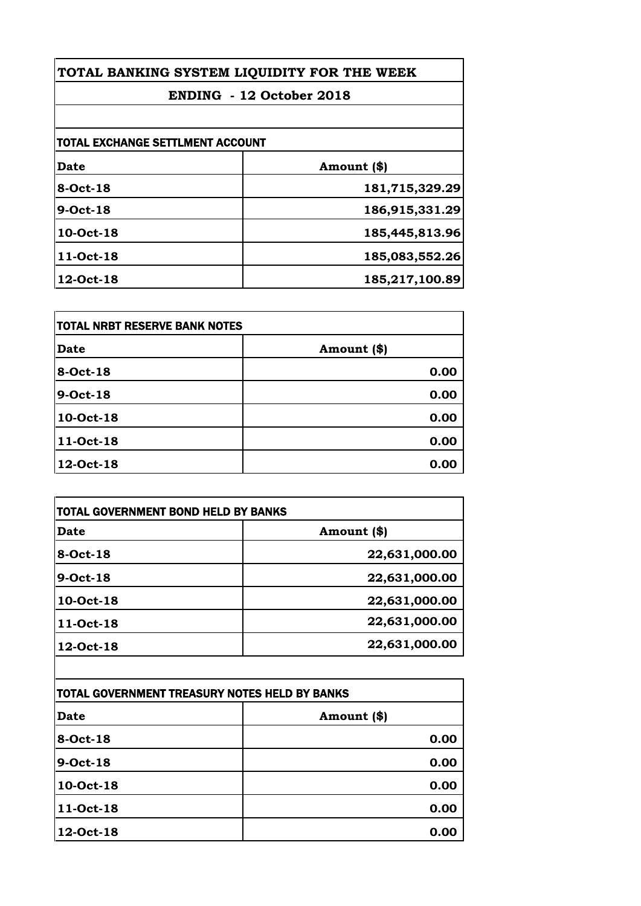# TOTAL BANKING SYSTEM LIQUIDITY FOR THE WEEK

## ENDING - 12 October 2018

### TOTAL EXCHANGE SETTLMENT ACCOUNT

| Date | Amount ($) |
|---|---|
| 8-Oct-18 | 181,715,329.29 |
| 9-Oct-18 | 186,915,331.29 |
| 10-Oct-18 | 185,445,813.96 |
| 11-Oct-18 | 185,083,552.26 |
| 12-Oct-18 | 185,217,100.89 |

### TOTAL NRBT RESERVE BANK NOTES

| Date | Amount ($) |
|---|---|
| 8-Oct-18 | 0.00 |
| 9-Oct-18 | 0.00 |
| 10-Oct-18 | 0.00 |
| 11-Oct-18 | 0.00 |
| 12-Oct-18 | 0.00 |

### TOTAL GOVERNMENT BOND HELD BY BANKS

| Date | Amount ($) |
|---|---|
| 8-Oct-18 | 22,631,000.00 |
| 9-Oct-18 | 22,631,000.00 |
| 10-Oct-18 | 22,631,000.00 |
| 11-Oct-18 | 22,631,000.00 |
| 12-Oct-18 | 22,631,000.00 |

### TOTAL GOVERNMENT TREASURY NOTES HELD BY BANKS

| Date | Amount ($) |
|---|---|
| 8-Oct-18 | 0.00 |
| 9-Oct-18 | 0.00 |
| 10-Oct-18 | 0.00 |
| 11-Oct-18 | 0.00 |
| 12-Oct-18 | 0.00 |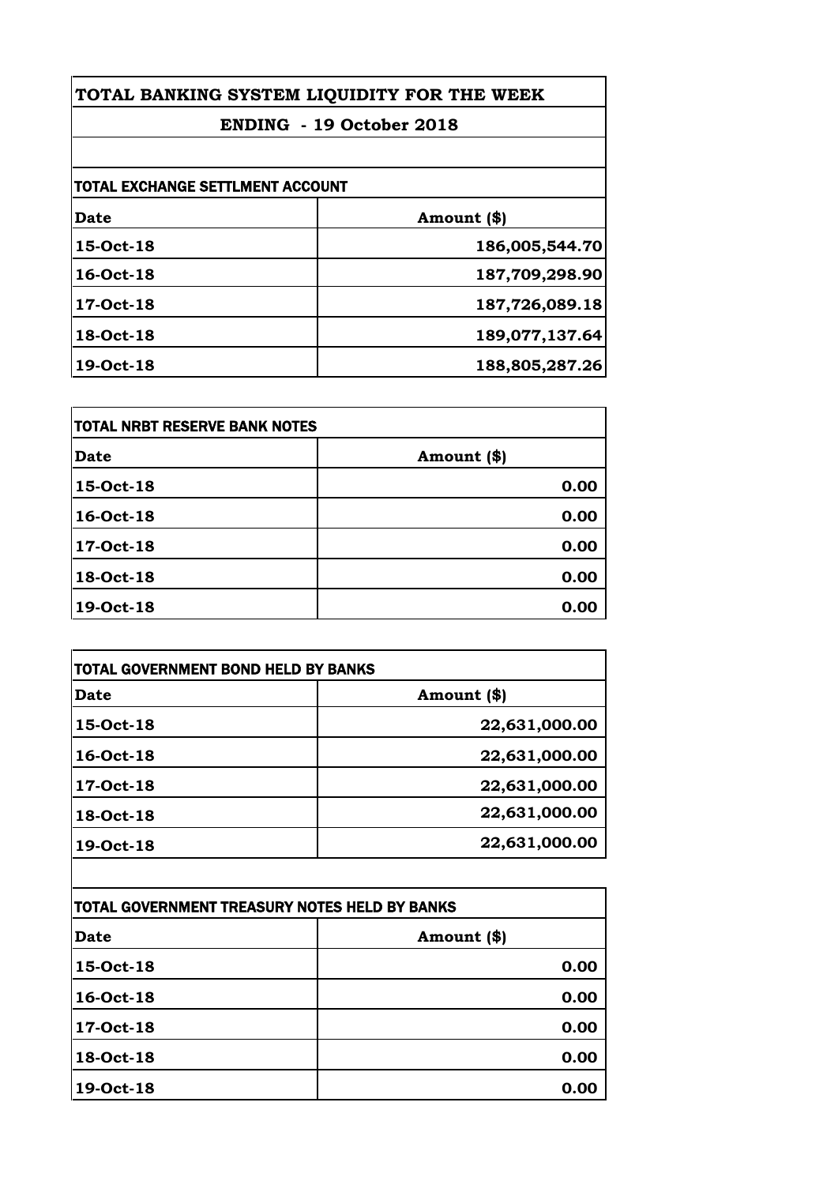# TOTAL BANKING SYSTEM LIQUIDITY FOR THE WEEK

## ENDING - 19 October 2018

### TOTAL EXCHANGE SETTLMENT ACCOUNT

| Date | Amount ($) |
|---|---|
| 15-Oct-18 | 186,005,544.70 |
| 16-Oct-18 | 187,709,298.90 |
| 17-Oct-18 | 187,726,089.18 |
| 18-Oct-18 | 189,077,137.64 |
| 19-Oct-18 | 188,805,287.26 |

### TOTAL NRBT RESERVE BANK NOTES

| Date | Amount ($) |
|---|---|
| 15-Oct-18 | 0.00 |
| 16-Oct-18 | 0.00 |
| 17-Oct-18 | 0.00 |
| 18-Oct-18 | 0.00 |
| 19-Oct-18 | 0.00 |

### TOTAL GOVERNMENT BOND HELD BY BANKS

| Date | Amount ($) |
|---|---|
| 15-Oct-18 | 22,631,000.00 |
| 16-Oct-18 | 22,631,000.00 |
| 17-Oct-18 | 22,631,000.00 |
| 18-Oct-18 | 22,631,000.00 |
| 19-Oct-18 | 22,631,000.00 |

### TOTAL GOVERNMENT TREASURY NOTES HELD BY BANKS

| Date | Amount ($) |
|---|---|
| 15-Oct-18 | 0.00 |
| 16-Oct-18 | 0.00 |
| 17-Oct-18 | 0.00 |
| 18-Oct-18 | 0.00 |
| 19-Oct-18 | 0.00 |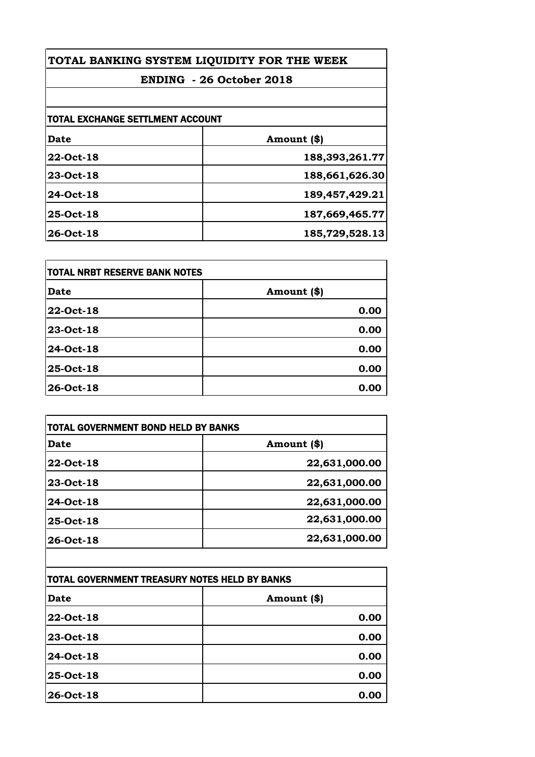# TOTAL BANKING SYSTEM LIQUIDITY FOR THE WEEK

## ENDING - 26 October 2018

### TOTAL EXCHANGE SETTLMENT ACCOUNT

| Date | Amount ($) |
|---|---|
| 22-Oct-18 | 188,393,261.77 |
| 23-Oct-18 | 188,661,626.30 |
| 24-Oct-18 | 189,457,429.21 |
| 25-Oct-18 | 187,669,465.77 |
| 26-Oct-18 | 185,729,528.13 |

### TOTAL NRBT RESERVE BANK NOTES

| Date | Amount ($) |
|---|---|
| 22-Oct-18 | 0.00 |
| 23-Oct-18 | 0.00 |
| 24-Oct-18 | 0.00 |
| 25-Oct-18 | 0.00 |
| 26-Oct-18 | 0.00 |

### TOTAL GOVERNMENT BOND HELD BY BANKS

| Date | Amount ($) |
|---|---|
| 22-Oct-18 | 22,631,000.00 |
| 23-Oct-18 | 22,631,000.00 |
| 24-Oct-18 | 22,631,000.00 |
| 25-Oct-18 | 22,631,000.00 |
| 26-Oct-18 | 22,631,000.00 |

### TOTAL GOVERNMENT TREASURY NOTES HELD BY BANKS

| Date | Amount ($) |
|---|---|
| 22-Oct-18 | 0.00 |
| 23-Oct-18 | 0.00 |
| 24-Oct-18 | 0.00 |
| 25-Oct-18 | 0.00 |
| 26-Oct-18 | 0.00 |